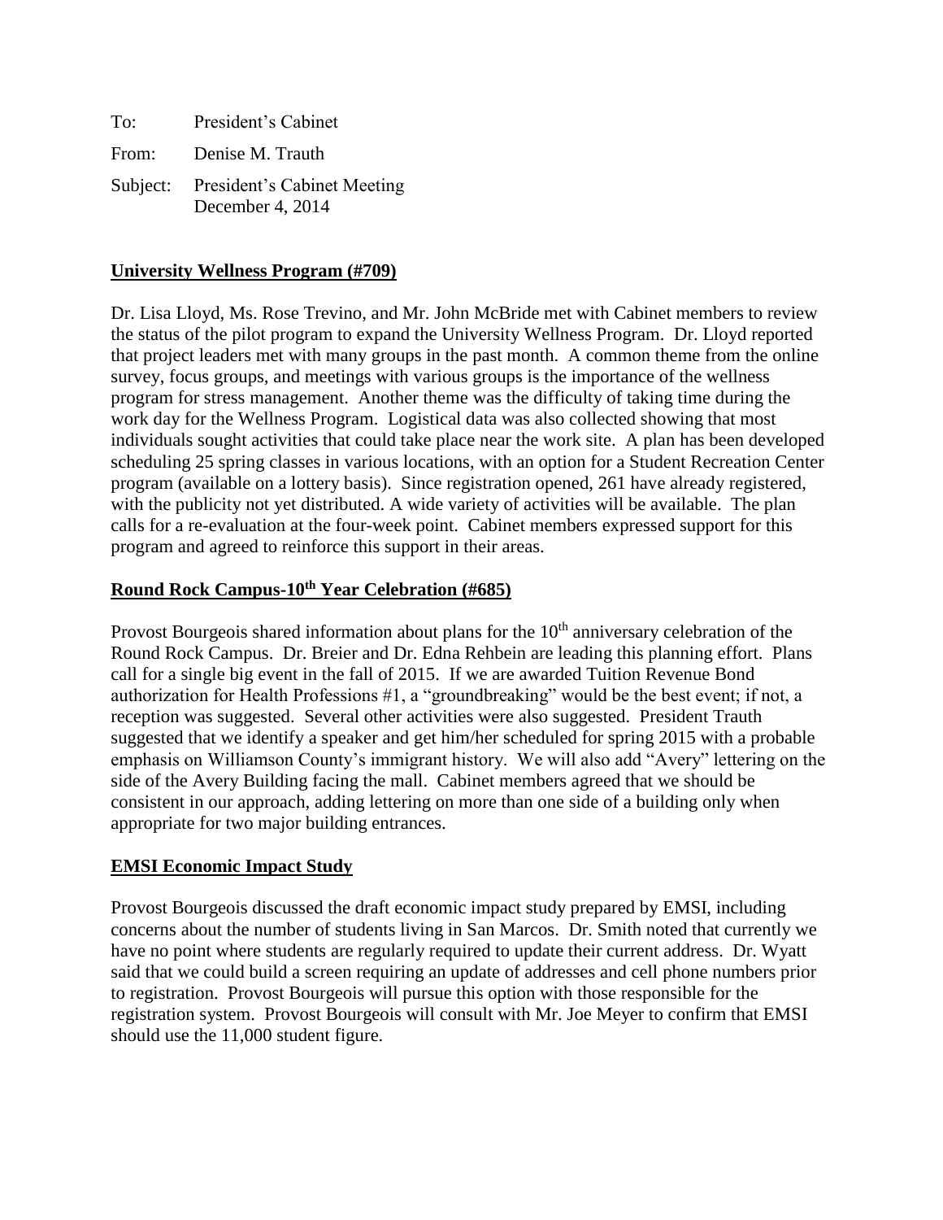To: President's Cabinet

From: Denise M. Trauth

Subject: President's Cabinet Meeting
December 4, 2014

## University Wellness Program (#709)

Dr. Lisa Lloyd, Ms. Rose Trevino, and Mr. John McBride met with Cabinet members to review the status of the pilot program to expand the University Wellness Program. Dr. Lloyd reported that project leaders met with many groups in the past month. A common theme from the online survey, focus groups, and meetings with various groups is the importance of the wellness program for stress management. Another theme was the difficulty of taking time during the work day for the Wellness Program. Logistical data was also collected showing that most individuals sought activities that could take place near the work site. A plan has been developed scheduling 25 spring classes in various locations, with an option for a Student Recreation Center program (available on a lottery basis). Since registration opened, 261 have already registered, with the publicity not yet distributed. A wide variety of activities will be available. The plan calls for a re-evaluation at the four-week point. Cabinet members expressed support for this program and agreed to reinforce this support in their areas.

## Round Rock Campus-10th Year Celebration (#685)

Provost Bourgeois shared information about plans for the 10th anniversary celebration of the Round Rock Campus. Dr. Breier and Dr. Edna Rehbein are leading this planning effort. Plans call for a single big event in the fall of 2015. If we are awarded Tuition Revenue Bond authorization for Health Professions #1, a "groundbreaking" would be the best event; if not, a reception was suggested. Several other activities were also suggested. President Trauth suggested that we identify a speaker and get him/her scheduled for spring 2015 with a probable emphasis on Williamson County's immigrant history. We will also add "Avery" lettering on the side of the Avery Building facing the mall. Cabinet members agreed that we should be consistent in our approach, adding lettering on more than one side of a building only when appropriate for two major building entrances.

## EMSI Economic Impact Study

Provost Bourgeois discussed the draft economic impact study prepared by EMSI, including concerns about the number of students living in San Marcos. Dr. Smith noted that currently we have no point where students are regularly required to update their current address. Dr. Wyatt said that we could build a screen requiring an update of addresses and cell phone numbers prior to registration. Provost Bourgeois will pursue this option with those responsible for the registration system. Provost Bourgeois will consult with Mr. Joe Meyer to confirm that EMSI should use the 11,000 student figure.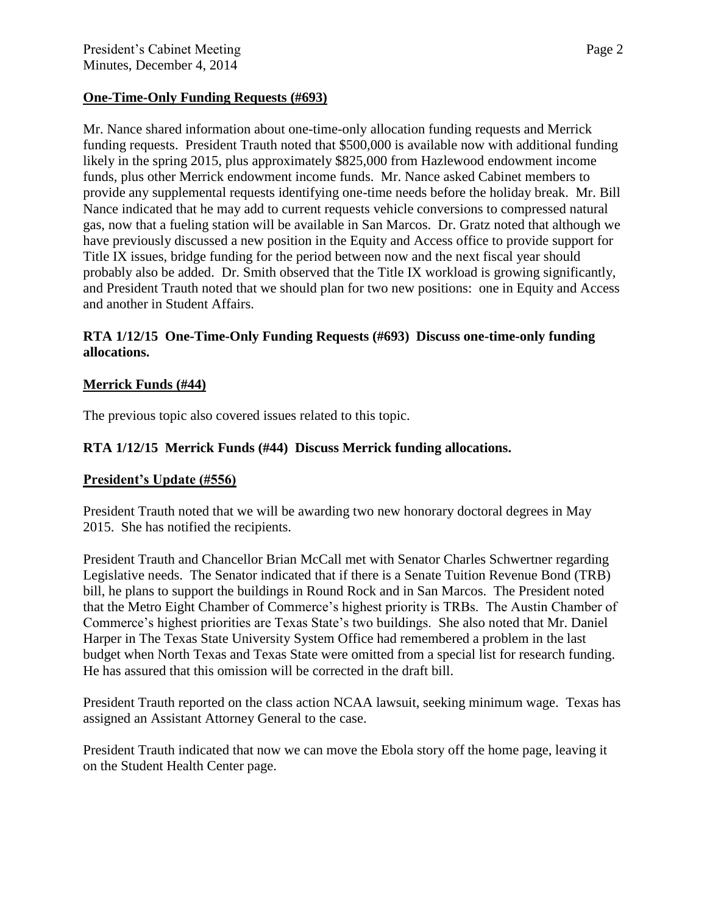**One-Time-Only Funding Requests (#693)**

Mr. Nance shared information about one-time-only allocation funding requests and Merrick funding requests. President Trauth noted that $500,000 is available now with additional funding likely in the spring 2015, plus approximately $825,000 from Hazlewood endowment income funds, plus other Merrick endowment income funds. Mr. Nance asked Cabinet members to provide any supplemental requests identifying one-time needs before the holiday break. Mr. Bill Nance indicated that he may add to current requests vehicle conversions to compressed natural gas, now that a fueling station will be available in San Marcos. Dr. Gratz noted that although we have previously discussed a new position in the Equity and Access office to provide support for Title IX issues, bridge funding for the period between now and the next fiscal year should probably also be added. Dr. Smith observed that the Title IX workload is growing significantly, and President Trauth noted that we should plan for two new positions: one in Equity and Access and another in Student Affairs.

**RTA 1/12/15 One-Time-Only Funding Requests (#693) Discuss one-time-only funding allocations.**

**Merrick Funds (#44)**

The previous topic also covered issues related to this topic.

**RTA 1/12/15 Merrick Funds (#44) Discuss Merrick funding allocations.**

**President's Update (#556)**

President Trauth noted that we will be awarding two new honorary doctoral degrees in May 2015. She has notified the recipients.

President Trauth and Chancellor Brian McCall met with Senator Charles Schwertner regarding Legislative needs. The Senator indicated that if there is a Senate Tuition Revenue Bond (TRB) bill, he plans to support the buildings in Round Rock and in San Marcos. The President noted that the Metro Eight Chamber of Commerce's highest priority is TRBs. The Austin Chamber of Commerce's highest priorities are Texas State's two buildings. She also noted that Mr. Daniel Harper in The Texas State University System Office had remembered a problem in the last budget when North Texas and Texas State were omitted from a special list for research funding. He has assured that this omission will be corrected in the draft bill.

President Trauth reported on the class action NCAA lawsuit, seeking minimum wage. Texas has assigned an Assistant Attorney General to the case.

President Trauth indicated that now we can move the Ebola story off the home page, leaving it on the Student Health Center page.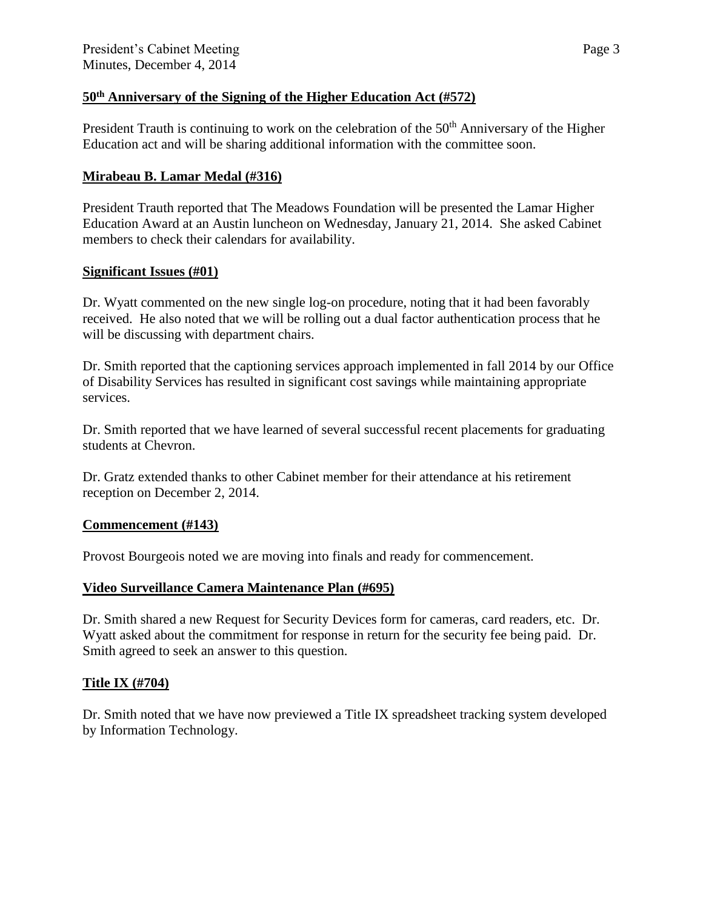## 50th Anniversary of the Signing of the Higher Education Act (#572)

President Trauth is continuing to work on the celebration of the 50th Anniversary of the Higher Education act and will be sharing additional information with the committee soon.

## Mirabeau B. Lamar Medal (#316)

President Trauth reported that The Meadows Foundation will be presented the Lamar Higher Education Award at an Austin luncheon on Wednesday, January 21, 2014. She asked Cabinet members to check their calendars for availability.

## Significant Issues (#01)

Dr. Wyatt commented on the new single log-on procedure, noting that it had been favorably received. He also noted that we will be rolling out a dual factor authentication process that he will be discussing with department chairs.

Dr. Smith reported that the captioning services approach implemented in fall 2014 by our Office of Disability Services has resulted in significant cost savings while maintaining appropriate services.

Dr. Smith reported that we have learned of several successful recent placements for graduating students at Chevron.

Dr. Gratz extended thanks to other Cabinet member for their attendance at his retirement reception on December 2, 2014.

## Commencement (#143)

Provost Bourgeois noted we are moving into finals and ready for commencement.

## Video Surveillance Camera Maintenance Plan (#695)

Dr. Smith shared a new Request for Security Devices form for cameras, card readers, etc. Dr. Wyatt asked about the commitment for response in return for the security fee being paid. Dr. Smith agreed to seek an answer to this question.

## Title IX (#704)

Dr. Smith noted that we have now previewed a Title IX spreadsheet tracking system developed by Information Technology.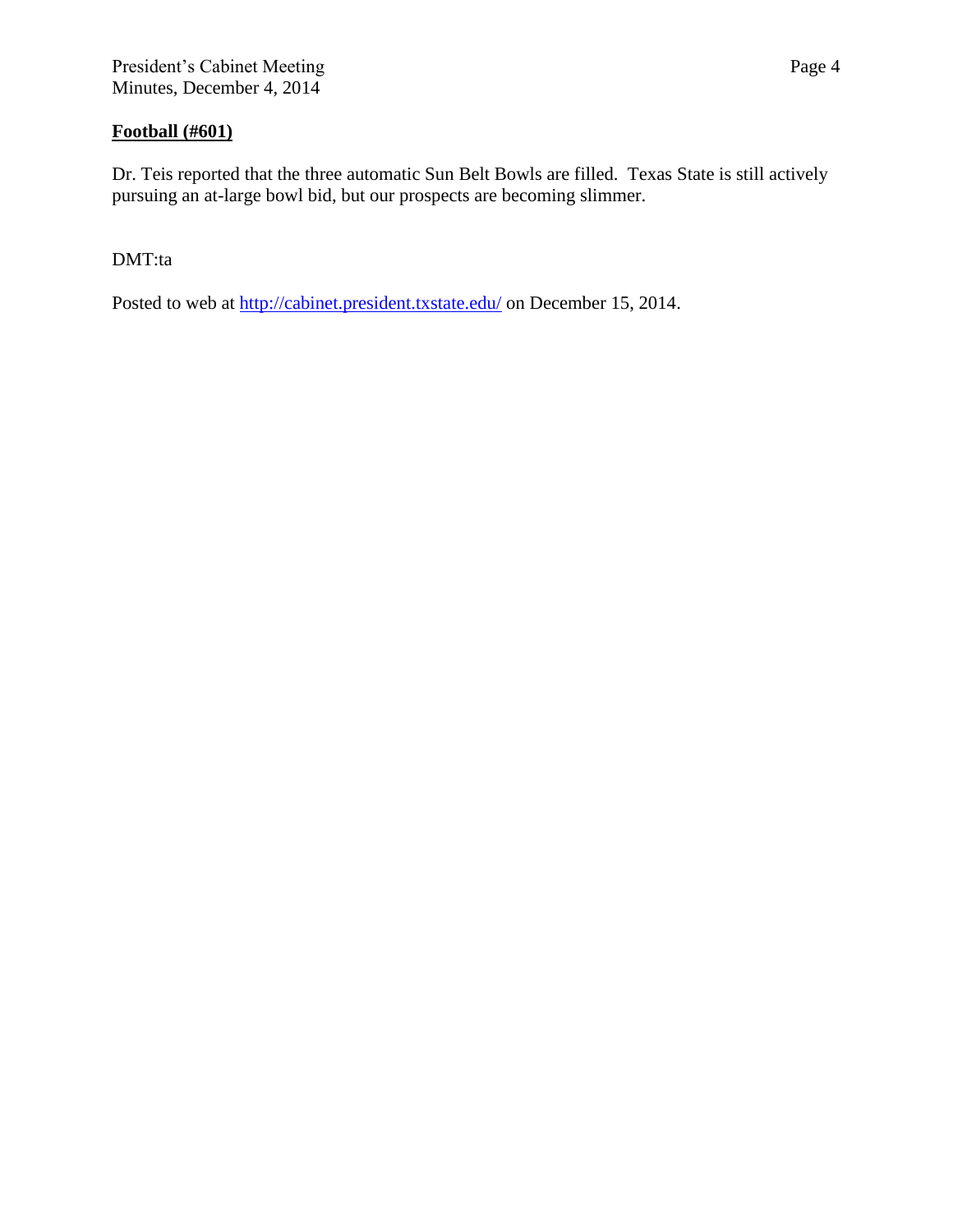**Football (#601)**

Dr. Teis reported that the three automatic Sun Belt Bowls are filled. Texas State is still actively pursuing an at-large bowl bid, but our prospects are becoming slimmer.

DMT:ta

Posted to web at http://cabinet.president.txstate.edu/ on December 15, 2014.